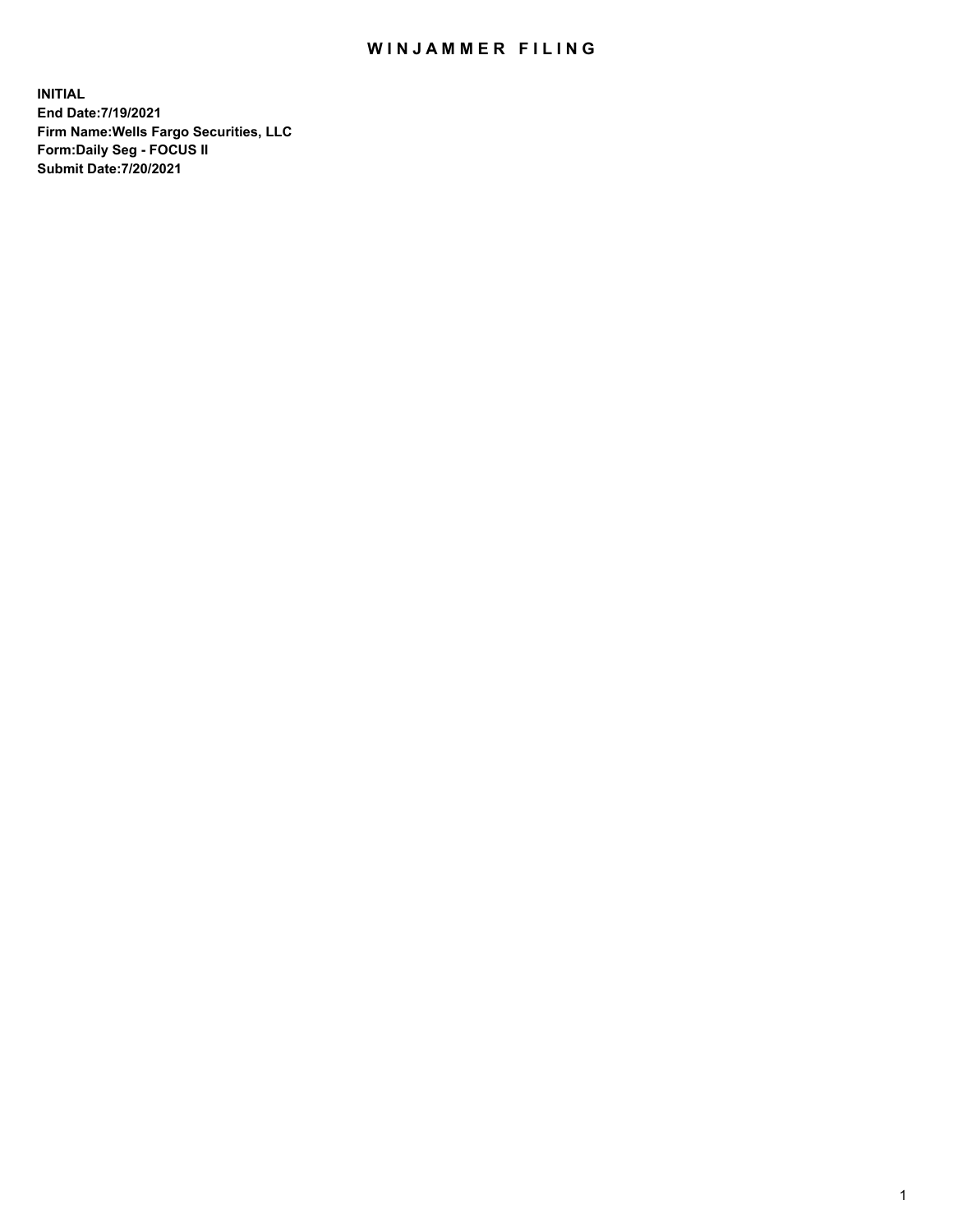# WINJAMMER FILING

**INITIAL**
**End Date:7/19/2021**
**Firm Name:Wells Fargo Securities, LLC**
**Form:Daily Seg - FOCUS II**
**Submit Date:7/20/2021**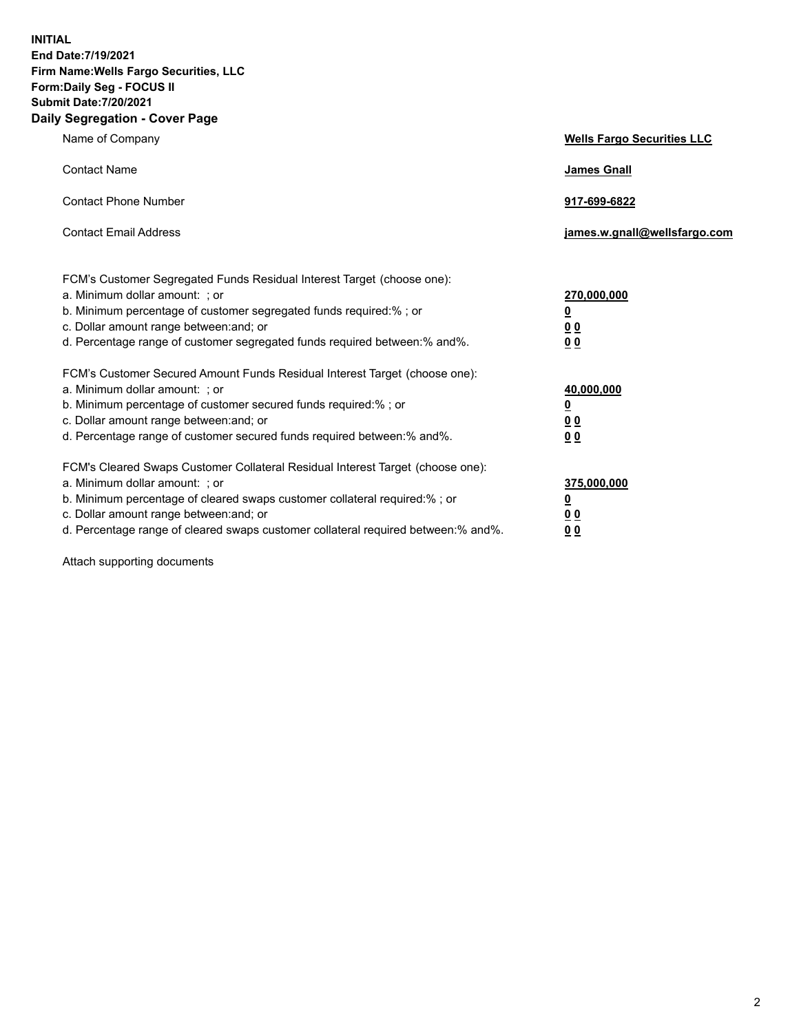**INITIAL**
**End Date:7/19/2021**
**Firm Name:Wells Fargo Securities, LLC**
**Form:Daily Seg - FOCUS II**
**Submit Date:7/20/2021**

## Daily Segregation - Cover Page

| | |
|---|---|
| Name of Company | **Wells Fargo Securities LLC** |
| Contact Name | **James Gnall** |
| Contact Phone Number | **917-699-6822** |
| Contact Email Address | **james.w.gnall@wellsfargo.com** |

FCM's Customer Segregated Funds Residual Interest Target (choose one):

| | |
|---|---|
| a. Minimum dollar amount: ; or | **270,000,000** |
| b. Minimum percentage of customer segregated funds required:% ; or | **0** |
| c. Dollar amount range between:and; or | **0 0** |
| d. Percentage range of customer segregated funds required between:% and%. | **0 0** |

FCM's Customer Secured Amount Funds Residual Interest Target (choose one):

| | |
|---|---|
| a. Minimum dollar amount: ; or | **40,000,000** |
| b. Minimum percentage of customer secured funds required:% ; or | **0** |
| c. Dollar amount range between:and; or | **0 0** |
| d. Percentage range of customer secured funds required between:% and%. | **0 0** |

FCM's Cleared Swaps Customer Collateral Residual Interest Target (choose one):

| | |
|---|---|
| a. Minimum dollar amount: ; or | **375,000,000** |
| b. Minimum percentage of cleared swaps customer collateral required:% ; or | **0** |
| c. Dollar amount range between:and; or | **0 0** |
| d. Percentage range of cleared swaps customer collateral required between:% and%. | **0 0** |

Attach supporting documents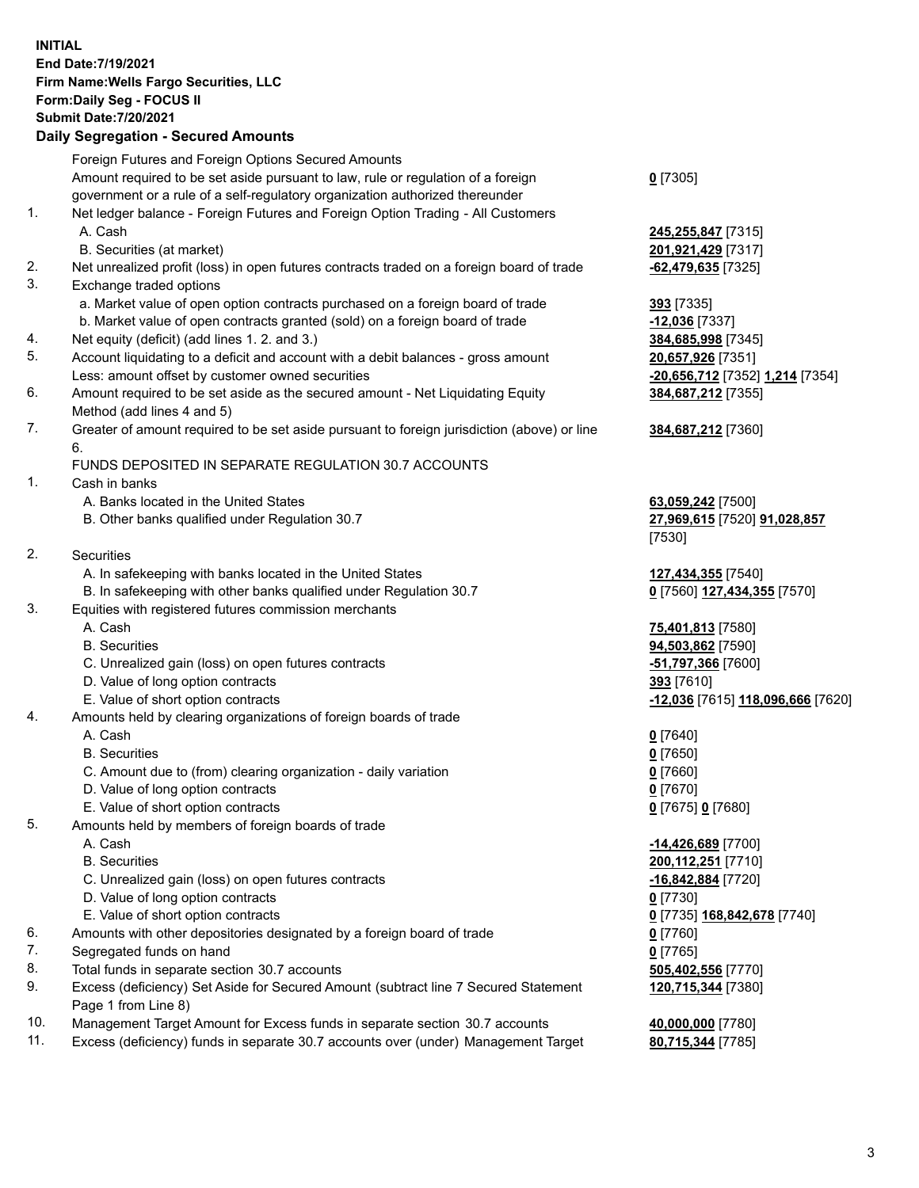**INITIAL**
**End Date:7/19/2021**
**Firm Name:Wells Fargo Securities, LLC**
**Form:Daily Seg - FOCUS II**
**Submit Date:7/20/2021**

## Daily Segregation - Secured Amounts

| | | |
|---|---|---|
| | Foreign Futures and Foreign Options Secured Amounts | |
| | Amount required to be set aside pursuant to law, rule or regulation of a foreign government or a rule of a self-regulatory organization authorized thereunder | **0** [7305] |
| 1. | Net ledger balance - Foreign Futures and Foreign Option Trading - All Customers | |
| | A. Cash | **245,255,847** [7315] |
| | B. Securities (at market) | **201,921,429** [7317] |
| 2. | Net unrealized profit (loss) in open futures contracts traded on a foreign board of trade | **-62,479,635** [7325] |
| 3. | Exchange traded options | |
| | a. Market value of open option contracts purchased on a foreign board of trade | **393** [7335] |
| | b. Market value of open contracts granted (sold) on a foreign board of trade | **-12,036** [7337] |
| 4. | Net equity (deficit) (add lines 1. 2. and 3.) | **384,685,998** [7345] |
| 5. | Account liquidating to a deficit and account with a debit balances - gross amount | **20,657,926** [7351] |
| | Less: amount offset by customer owned securities | **-20,656,712** [7352] **1,214** [7354] |
| 6. | Amount required to be set aside as the secured amount - Net Liquidating Equity Method (add lines 4 and 5) | **384,687,212** [7355] |
| 7. | Greater of amount required to be set aside pursuant to foreign jurisdiction (above) or line 6. | **384,687,212** [7360] |
| | FUNDS DEPOSITED IN SEPARATE REGULATION 30.7 ACCOUNTS | |
| 1. | Cash in banks | |
| | A. Banks located in the United States | **63,059,242** [7500] |
| | B. Other banks qualified under Regulation 30.7 | **27,969,615** [7520] **91,028,857** [7530] |
| 2. | Securities | |
| | A. In safekeeping with banks located in the United States | **127,434,355** [7540] |
| | B. In safekeeping with other banks qualified under Regulation 30.7 | **0** [7560] **127,434,355** [7570] |
| 3. | Equities with registered futures commission merchants | |
| | A. Cash | **75,401,813** [7580] |
| | B. Securities | **94,503,862** [7590] |
| | C. Unrealized gain (loss) on open futures contracts | **-51,797,366** [7600] |
| | D. Value of long option contracts | **393** [7610] |
| | E. Value of short option contracts | **-12,036** [7615] **118,096,666** [7620] |
| 4. | Amounts held by clearing organizations of foreign boards of trade | |
| | A. Cash | **0** [7640] |
| | B. Securities | **0** [7650] |
| | C. Amount due to (from) clearing organization - daily variation | **0** [7660] |
| | D. Value of long option contracts | **0** [7670] |
| | E. Value of short option contracts | **0** [7675] **0** [7680] |
| 5. | Amounts held by members of foreign boards of trade | |
| | A. Cash | **-14,426,689** [7700] |
| | B. Securities | **200,112,251** [7710] |
| | C. Unrealized gain (loss) on open futures contracts | **-16,842,884** [7720] |
| | D. Value of long option contracts | **0** [7730] |
| | E. Value of short option contracts | **0** [7735] **168,842,678** [7740] |
| 6. | Amounts with other depositories designated by a foreign board of trade | **0** [7760] |
| 7. | Segregated funds on hand | **0** [7765] |
| 8. | Total funds in separate section 30.7 accounts | **505,402,556** [7770] |
| 9. | Excess (deficiency) Set Aside for Secured Amount (subtract line 7 Secured Statement Page 1 from Line 8) | **120,715,344** [7380] |
| 10. | Management Target Amount for Excess funds in separate section 30.7 accounts | **40,000,000** [7780] |
| 11. | Excess (deficiency) funds in separate 30.7 accounts over (under) Management Target | **80,715,344** [7785] |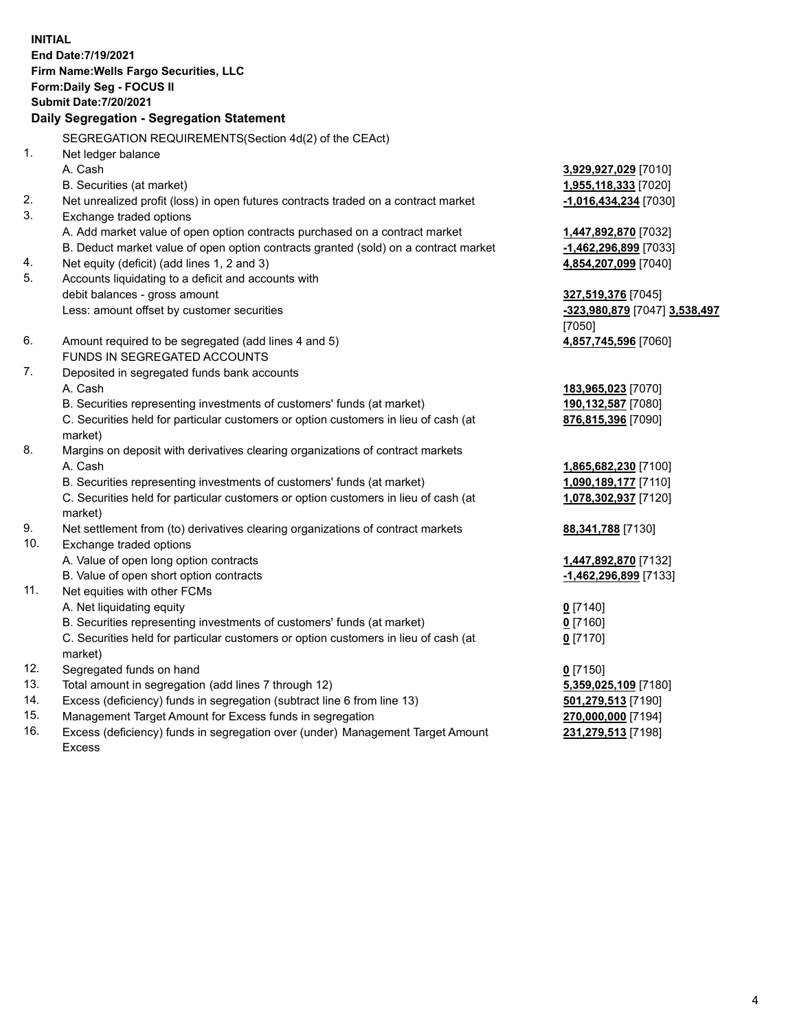**INITIAL**
**End Date:7/19/2021**
**Firm Name:Wells Fargo Securities, LLC**
**Form:Daily Seg - FOCUS II**
**Submit Date:7/20/2021**

## Daily Segregation - Segregation Statement

| | | |
|---|---|---|
| | SEGREGATION REQUIREMENTS(Section 4d(2) of the CEAct) | |
| 1. | Net ledger balance | |
| | A. Cash | **3,929,927,029** [7010] |
| | B. Securities (at market) | **1,955,118,333** [7020] |
| 2. | Net unrealized profit (loss) in open futures contracts traded on a contract market | **-1,016,434,234** [7030] |
| 3. | Exchange traded options | |
| | A. Add market value of open option contracts purchased on a contract market | **1,447,892,870** [7032] |
| | B. Deduct market value of open option contracts granted (sold) on a contract market | **-1,462,296,899** [7033] |
| 4. | Net equity (deficit) (add lines 1, 2 and 3) | **4,854,207,099** [7040] |
| 5. | Accounts liquidating to a deficit and accounts with | |
| | debit balances - gross amount | **327,519,376** [7045] |
| | Less: amount offset by customer securities | **-323,980,879** [7047] **3,538,497** [7050] |
| 6. | Amount required to be segregated (add lines 4 and 5) | **4,857,745,596** [7060] |
| | FUNDS IN SEGREGATED ACCOUNTS | |
| 7. | Deposited in segregated funds bank accounts | |
| | A. Cash | **183,965,023** [7070] |
| | B. Securities representing investments of customers' funds (at market) | **190,132,587** [7080] |
| | C. Securities held for particular customers or option customers in lieu of cash (at market) | **876,815,396** [7090] |
| 8. | Margins on deposit with derivatives clearing organizations of contract markets | |
| | A. Cash | **1,865,682,230** [7100] |
| | B. Securities representing investments of customers' funds (at market) | **1,090,189,177** [7110] |
| | C. Securities held for particular customers or option customers in lieu of cash (at market) | **1,078,302,937** [7120] |
| 9. | Net settlement from (to) derivatives clearing organizations of contract markets | **88,341,788** [7130] |
| 10. | Exchange traded options | |
| | A. Value of open long option contracts | **1,447,892,870** [7132] |
| | B. Value of open short option contracts | **-1,462,296,899** [7133] |
| 11. | Net equities with other FCMs | |
| | A. Net liquidating equity | **0** [7140] |
| | B. Securities representing investments of customers' funds (at market) | **0** [7160] |
| | C. Securities held for particular customers or option customers in lieu of cash (at market) | **0** [7170] |
| 12. | Segregated funds on hand | **0** [7150] |
| 13. | Total amount in segregation (add lines 7 through 12) | **5,359,025,109** [7180] |
| 14. | Excess (deficiency) funds in segregation (subtract line 6 from line 13) | **501,279,513** [7190] |
| 15. | Management Target Amount for Excess funds in segregation | **270,000,000** [7194] |
| 16. | Excess (deficiency) funds in segregation over (under) Management Target Amount Excess | **231,279,513** [7198] |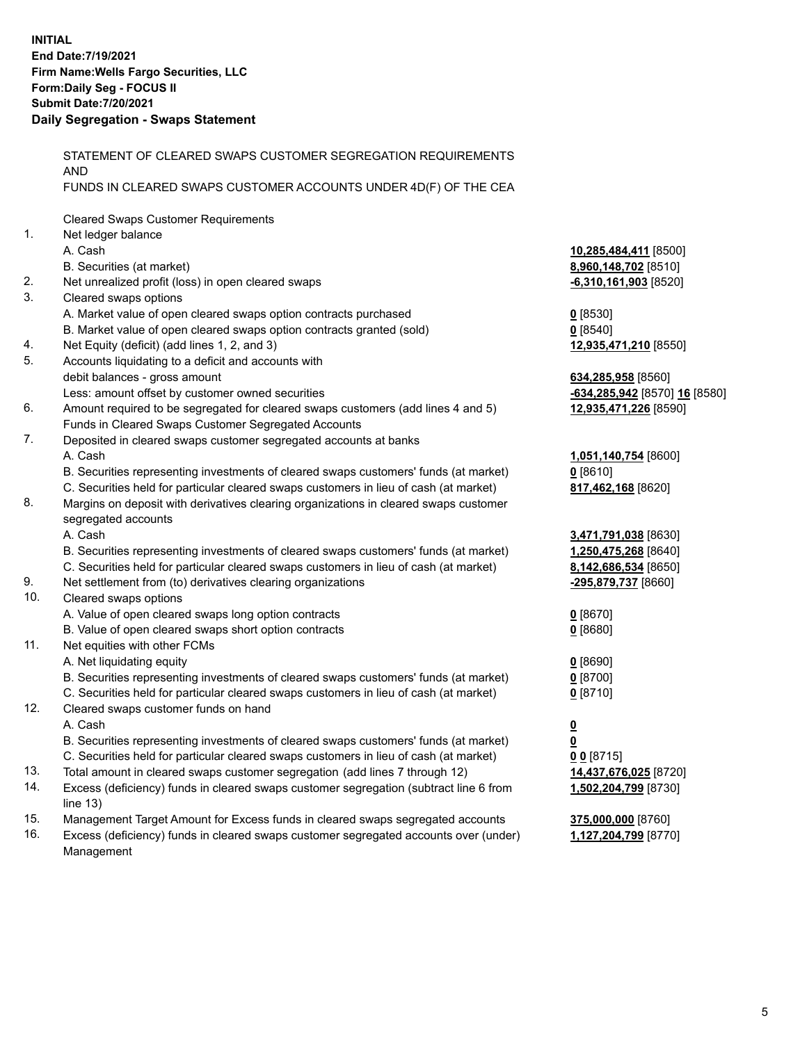**INITIAL**
**End Date:7/19/2021**
**Firm Name:Wells Fargo Securities, LLC**
**Form:Daily Seg - FOCUS II**
**Submit Date:7/20/2021**
**Daily Segregation - Swaps Statement**

STATEMENT OF CLEARED SWAPS CUSTOMER SEGREGATION REQUIREMENTS AND FUNDS IN CLEARED SWAPS CUSTOMER ACCOUNTS UNDER 4D(F) OF THE CEA

| | | |
|---|---|---|
| | Cleared Swaps Customer Requirements | |
| 1. | Net ledger balance | |
| | A. Cash | **10,285,484,411** [8500] |
| | B. Securities (at market) | **8,960,148,702** [8510] |
| 2. | Net unrealized profit (loss) in open cleared swaps | **-6,310,161,903** [8520] |
| 3. | Cleared swaps options | |
| | A. Market value of open cleared swaps option contracts purchased | **0** [8530] |
| | B. Market value of open cleared swaps option contracts granted (sold) | **0** [8540] |
| 4. | Net Equity (deficit) (add lines 1, 2, and 3) | **12,935,471,210** [8550] |
| 5. | Accounts liquidating to a deficit and accounts with debit balances - gross amount | **634,285,958** [8560] |
| | Less: amount offset by customer owned securities | **-634,285,942** [8570] **16** [8580] |
| 6. | Amount required to be segregated for cleared swaps customers (add lines 4 and 5) | **12,935,471,226** [8590] |
| | Funds in Cleared Swaps Customer Segregated Accounts | |
| 7. | Deposited in cleared swaps customer segregated accounts at banks | |
| | A. Cash | **1,051,140,754** [8600] |
| | B. Securities representing investments of cleared swaps customers' funds (at market) | **0** [8610] |
| | C. Securities held for particular cleared swaps customers in lieu of cash (at market) | **817,462,168** [8620] |
| 8. | Margins on deposit with derivatives clearing organizations in cleared swaps customer segregated accounts | |
| | A. Cash | **3,471,791,038** [8630] |
| | B. Securities representing investments of cleared swaps customers' funds (at market) | **1,250,475,268** [8640] |
| | C. Securities held for particular cleared swaps customers in lieu of cash (at market) | **8,142,686,534** [8650] |
| 9. | Net settlement from (to) derivatives clearing organizations | **-295,879,737** [8660] |
| 10. | Cleared swaps options | |
| | A. Value of open cleared swaps long option contracts | **0** [8670] |
| | B. Value of open cleared swaps short option contracts | **0** [8680] |
| 11. | Net equities with other FCMs | |
| | A. Net liquidating equity | **0** [8690] |
| | B. Securities representing investments of cleared swaps customers' funds (at market) | **0** [8700] |
| | C. Securities held for particular cleared swaps customers in lieu of cash (at market) | **0** [8710] |
| 12. | Cleared swaps customer funds on hand | |
| | A. Cash | **0** |
| | B. Securities representing investments of cleared swaps customers' funds (at market) | **0** |
| | C. Securities held for particular cleared swaps customers in lieu of cash (at market) | **0** **0** [8715] |
| 13. | Total amount in cleared swaps customer segregation (add lines 7 through 12) | **14,437,676,025** [8720] |
| 14. | Excess (deficiency) funds in cleared swaps customer segregation (subtract line 6 from line 13) | **1,502,204,799** [8730] |
| 15. | Management Target Amount for Excess funds in cleared swaps segregated accounts | **375,000,000** [8760] |
| 16. | Excess (deficiency) funds in cleared swaps customer segregated accounts over (under) Management | **1,127,204,799** [8770] |